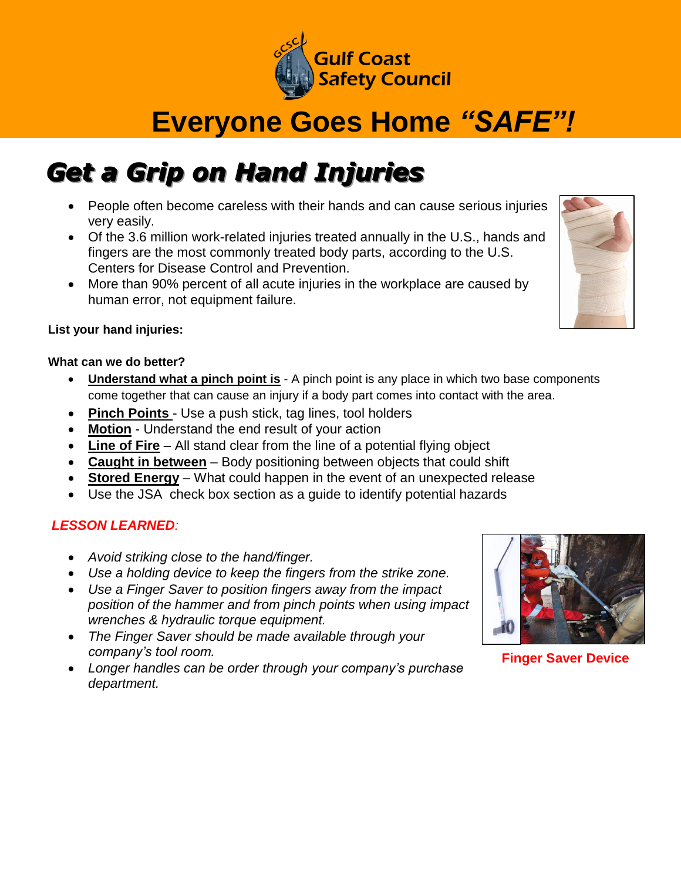Gulf Coast Safety Council

# Everyone Goes Home *"SAFE"!*

## Get a Grip on Hand Injuries

- People often become careless with their hands and can cause serious injuries very easily.
- Of the 3.6 million work-related injuries treated annually in the U.S., hands and fingers are the most commonly treated body parts, according to the U.S. Centers for Disease Control and Prevention.
- More than 90% percent of all acute injuries in the workplace are caused by human error, not equipment failure.

**List your hand injuries:**

**What can we do better?**

- **Understand what a pinch point is** - A pinch point is any place in which two base components come together that can cause an injury if a body part comes into contact with the area.
- **Pinch Points** - Use a push stick, tag lines, tool holders
- **Motion** - Understand the end result of your action
- **Line of Fire** – All stand clear from the line of a potential flying object
- **Caught in between** – Body positioning between objects that could shift
- **Stored Energy** – What could happen in the event of an unexpected release
- Use the JSA check box section as a guide to identify potential hazards

***LESSON LEARNED:***

- *Avoid striking close to the hand/finger.*
- *Use a holding device to keep the fingers from the strike zone.*
- *Use a Finger Saver to position fingers away from the impact position of the hammer and from pinch points when using impact wrenches & hydraulic torque equipment.*
- *The Finger Saver should be made available through your company's tool room.*
- *Longer handles can be order through your company's purchase department.*

**Finger Saver Device**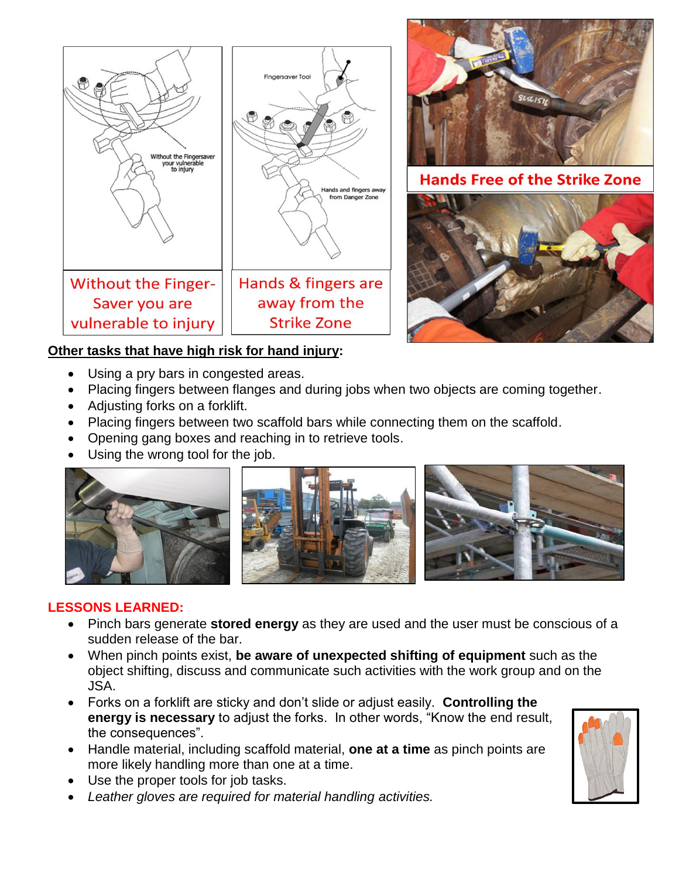Without the Finger-Saver you are vulnerable to injury

Hands & fingers are away from the Strike Zone

Hands Free of the Strike Zone

**Other tasks that have high risk for hand injury:**

- Using a pry bars in congested areas.
- Placing fingers between flanges and during jobs when two objects are coming together.
- Adjusting forks on a forklift.
- Placing fingers between two scaffold bars while connecting them on the scaffold.
- Opening gang boxes and reaching in to retrieve tools.
- Using the wrong tool for the job.

## LESSONS LEARNED:

- Pinch bars generate **stored energy** as they are used and the user must be conscious of a sudden release of the bar.
- When pinch points exist, **be aware of unexpected shifting of equipment** such as the object shifting, discuss and communicate such activities with the work group and on the JSA.
- Forks on a forklift are sticky and don't slide or adjust easily. **Controlling the energy is necessary** to adjust the forks. In other words, "Know the end result, the consequences".
- Handle material, including scaffold material, **one at a time** as pinch points are more likely handling more than one at a time.
- Use the proper tools for job tasks.
- *Leather gloves are required for material handling activities.*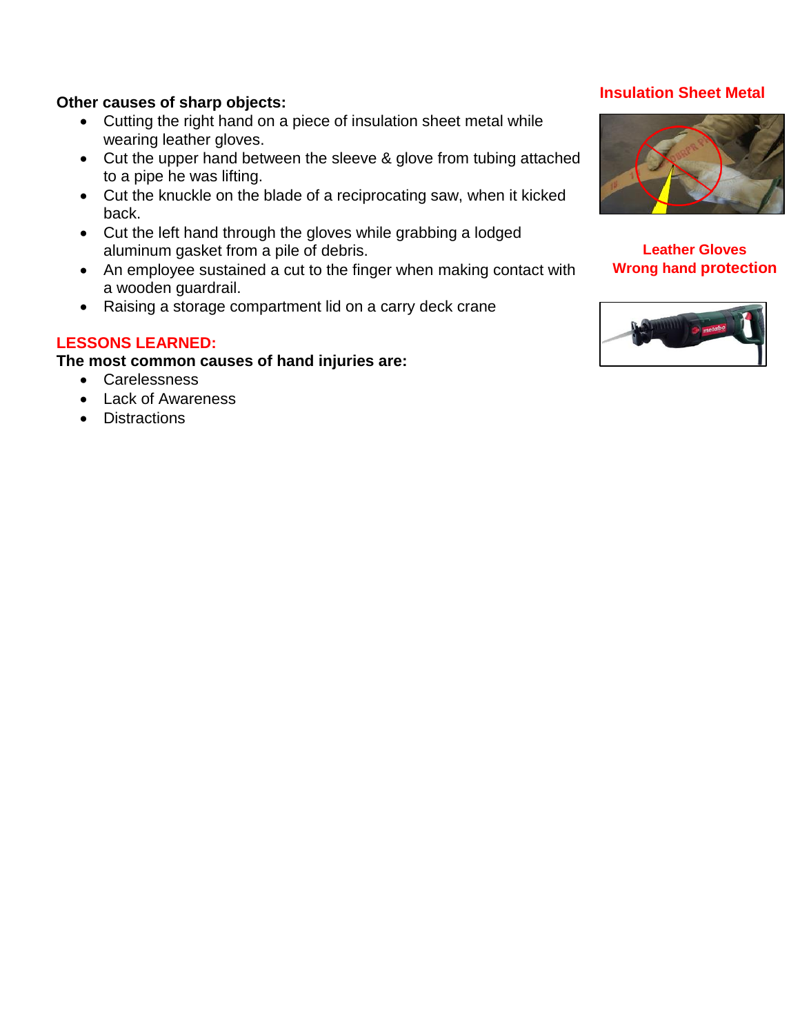**Other causes of sharp objects:**

- Cutting the right hand on a piece of insulation sheet metal while wearing leather gloves.
- Cut the upper hand between the sleeve & glove from tubing attached to a pipe he was lifting.
- Cut the knuckle on the blade of a reciprocating saw, when it kicked back.
- Cut the left hand through the gloves while grabbing a lodged aluminum gasket from a pile of debris.
- An employee sustained a cut to the finger when making contact with a wooden guardrail.
- Raising a storage compartment lid on a carry deck crane

**Insulation Sheet Metal**

**Leather Gloves**
**Wrong hand protection**

**LESSONS LEARNED:**

**The most common causes of hand injuries are:**

- Carelessness
- Lack of Awareness
- Distractions